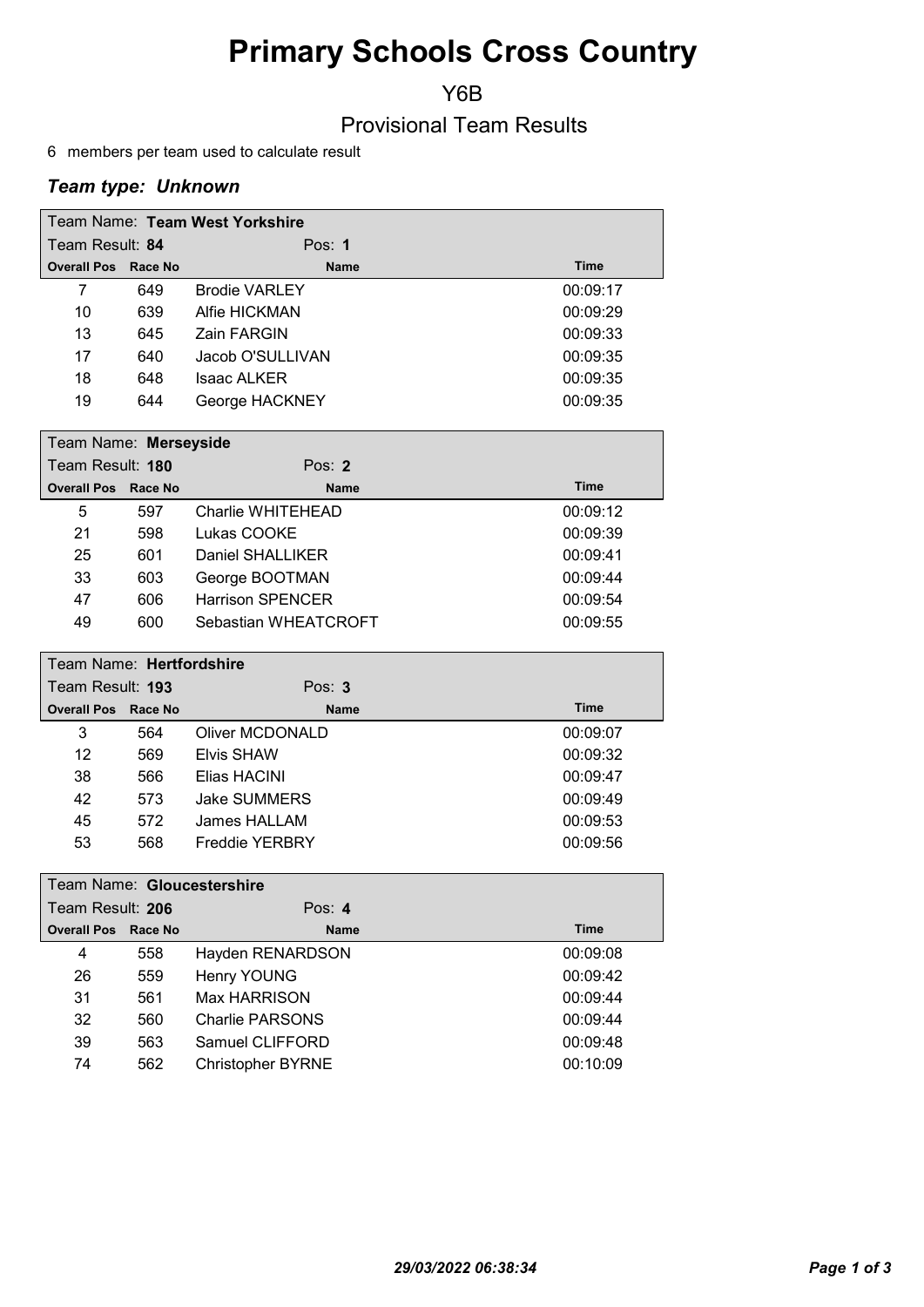# Primary Schools Cross Country

## Y6B

## Provisional Team Results

6 members per team used to calculate result

### *Team type: Unknown*

| Team Name: **Team West Yorkshire** | | | |
|---|---|---|---|
| Team Result: **84** | | Pos: **1** | |
| **Overall Pos** | **Race No** | **Name** | **Time** |
| 7 | 649 | Brodie VARLEY | 00:09:17 |
| 10 | 639 | Alfie HICKMAN | 00:09:29 |
| 13 | 645 | Zain FARGIN | 00:09:33 |
| 17 | 640 | Jacob O'SULLIVAN | 00:09:35 |
| 18 | 648 | Isaac ALKER | 00:09:35 |
| 19 | 644 | George HACKNEY | 00:09:35 |

| Team Name: **Merseyside** | | | |
|---|---|---|---|
| Team Result: **180** | | Pos: **2** | |
| **Overall Pos** | **Race No** | **Name** | **Time** |
| 5 | 597 | Charlie WHITEHEAD | 00:09:12 |
| 21 | 598 | Lukas COOKE | 00:09:39 |
| 25 | 601 | Daniel SHALLIKER | 00:09:41 |
| 33 | 603 | George BOOTMAN | 00:09:44 |
| 47 | 606 | Harrison SPENCER | 00:09:54 |
| 49 | 600 | Sebastian WHEATCROFT | 00:09:55 |

| Team Name: **Hertfordshire** | | | |
|---|---|---|---|
| Team Result: **193** | | Pos: **3** | |
| **Overall Pos** | **Race No** | **Name** | **Time** |
| 3 | 564 | Oliver MCDONALD | 00:09:07 |
| 12 | 569 | Elvis SHAW | 00:09:32 |
| 38 | 566 | Elias HACINI | 00:09:47 |
| 42 | 573 | Jake SUMMERS | 00:09:49 |
| 45 | 572 | James HALLAM | 00:09:53 |
| 53 | 568 | Freddie YERBRY | 00:09:56 |

| Team Name: **Gloucestershire** | | | |
|---|---|---|---|
| Team Result: **206** | | Pos: **4** | |
| **Overall Pos** | **Race No** | **Name** | **Time** |
| 4 | 558 | Hayden RENARDSON | 00:09:08 |
| 26 | 559 | Henry YOUNG | 00:09:42 |
| 31 | 561 | Max HARRISON | 00:09:44 |
| 32 | 560 | Charlie PARSONS | 00:09:44 |
| 39 | 563 | Samuel CLIFFORD | 00:09:48 |
| 74 | 562 | Christopher BYRNE | 00:10:09 |

*29/03/2022 06:38:34*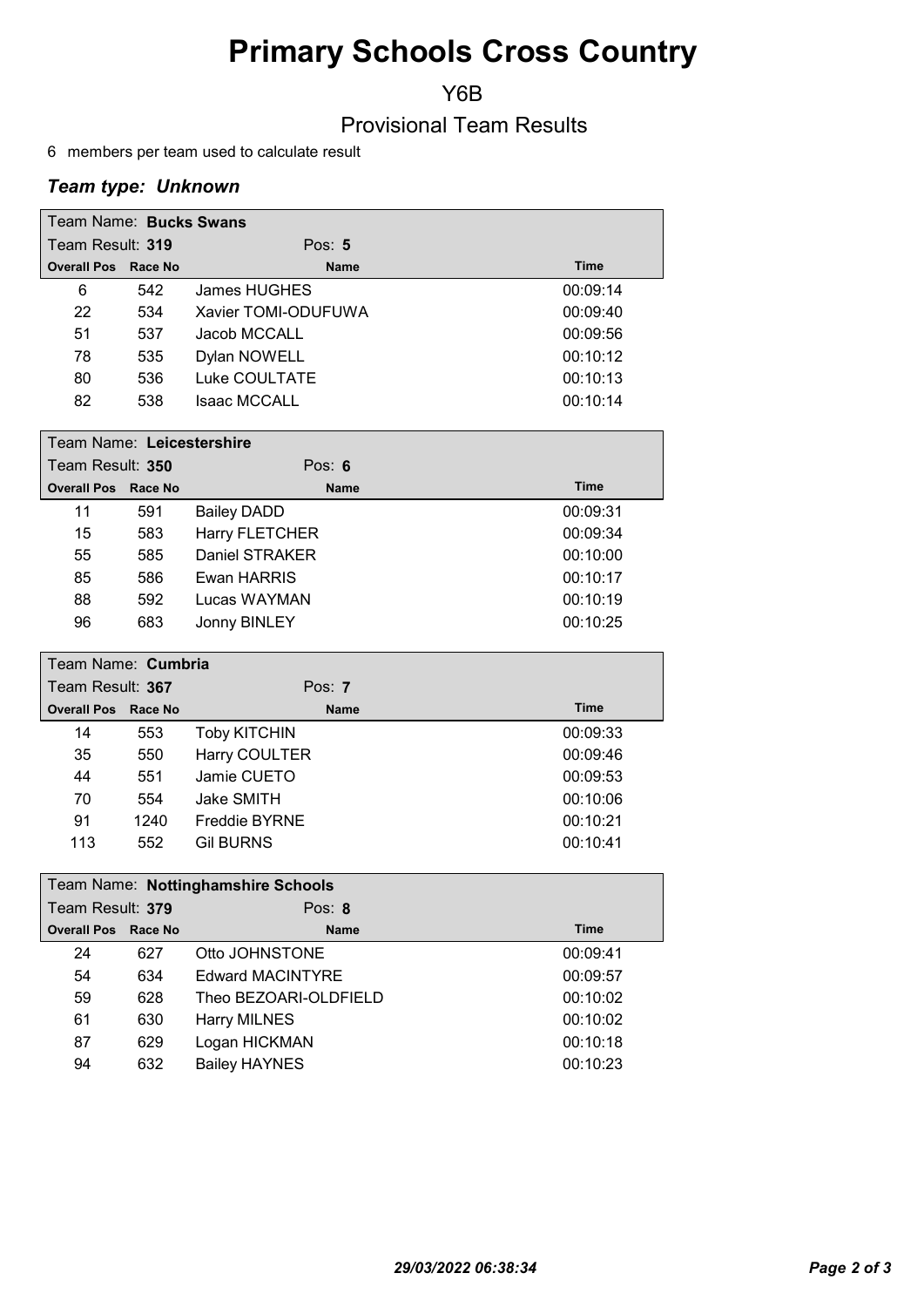# Primary Schools Cross Country

Y6B

Provisional Team Results

6 members per team used to calculate result

### *Team type: Unknown*

| Team Name: **Bucks Swans** | | | |
|---|---|---|---|
| Team Result: **319** | | Pos: **5** | |
| **Overall Pos** | **Race No** | **Name** | **Time** |
| 6 | 542 | James HUGHES | 00:09:14 |
| 22 | 534 | Xavier TOMI-ODUFUWA | 00:09:40 |
| 51 | 537 | Jacob MCCALL | 00:09:56 |
| 78 | 535 | Dylan NOWELL | 00:10:12 |
| 80 | 536 | Luke COULTATE | 00:10:13 |
| 82 | 538 | Isaac MCCALL | 00:10:14 |

| Team Name: **Leicestershire** | | | |
|---|---|---|---|
| Team Result: **350** | | Pos: **6** | |
| **Overall Pos** | **Race No** | **Name** | **Time** |
| 11 | 591 | Bailey DADD | 00:09:31 |
| 15 | 583 | Harry FLETCHER | 00:09:34 |
| 55 | 585 | Daniel STRAKER | 00:10:00 |
| 85 | 586 | Ewan HARRIS | 00:10:17 |
| 88 | 592 | Lucas WAYMAN | 00:10:19 |
| 96 | 683 | Jonny BINLEY | 00:10:25 |

| Team Name: **Cumbria** | | | |
|---|---|---|---|
| Team Result: **367** | | Pos: **7** | |
| **Overall Pos** | **Race No** | **Name** | **Time** |
| 14 | 553 | Toby KITCHIN | 00:09:33 |
| 35 | 550 | Harry COULTER | 00:09:46 |
| 44 | 551 | Jamie CUETO | 00:09:53 |
| 70 | 554 | Jake SMITH | 00:10:06 |
| 91 | 1240 | Freddie BYRNE | 00:10:21 |
| 113 | 552 | Gil BURNS | 00:10:41 |

| Team Name: **Nottinghamshire Schools** | | | |
|---|---|---|---|
| Team Result: **379** | | Pos: **8** | |
| **Overall Pos** | **Race No** | **Name** | **Time** |
| 24 | 627 | Otto JOHNSTONE | 00:09:41 |
| 54 | 634 | Edward MACINTYRE | 00:09:57 |
| 59 | 628 | Theo BEZOARI-OLDFIELD | 00:10:02 |
| 61 | 630 | Harry MILNES | 00:10:02 |
| 87 | 629 | Logan HICKMAN | 00:10:18 |
| 94 | 632 | Bailey HAYNES | 00:10:23 |

*29/03/2022 06:38:34*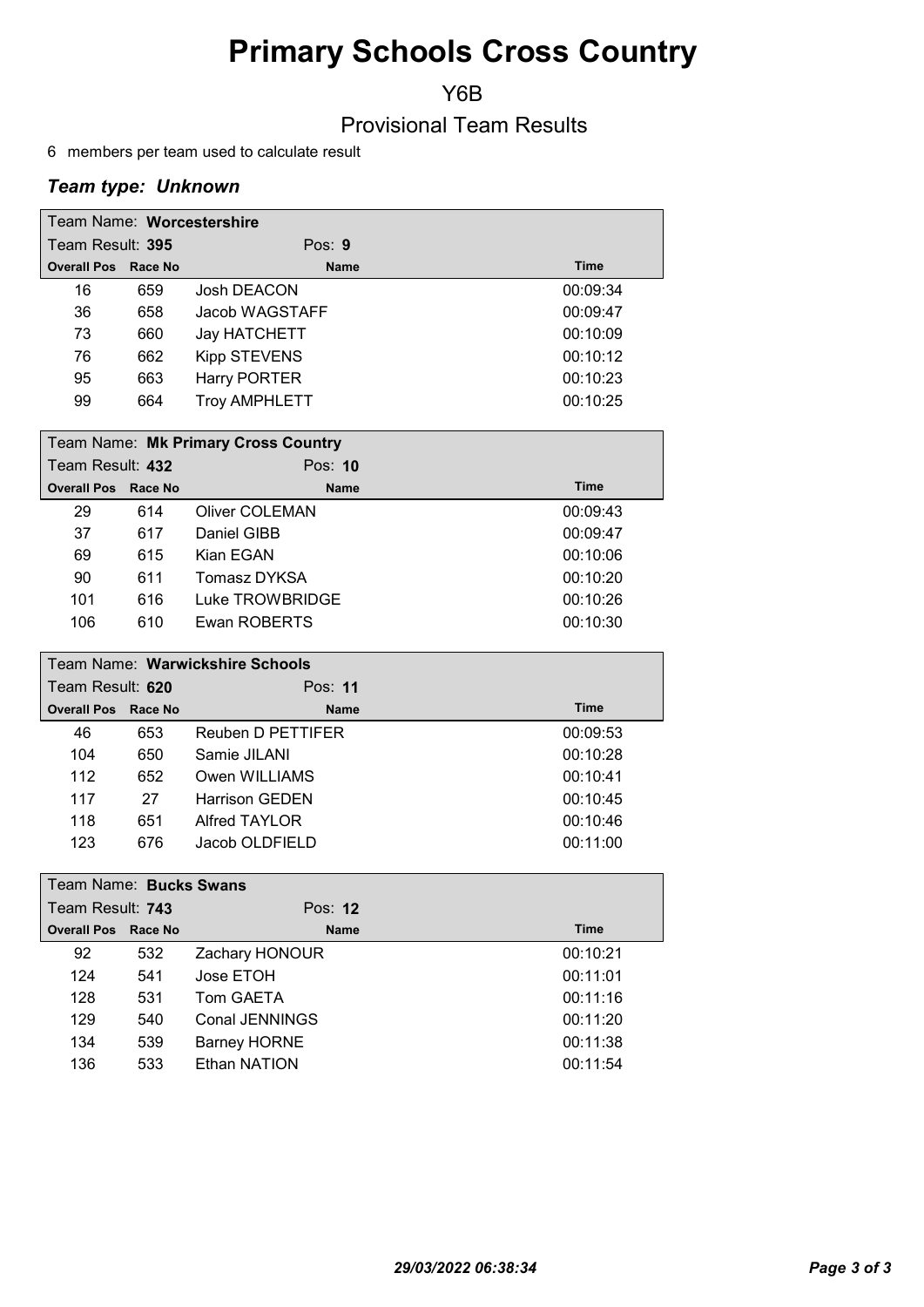# Primary Schools Cross Country

Y6B

Provisional Team Results

6 members per team used to calculate result

### *Team type: Unknown*

| Team Name: **Worcestershire** | | | |
|---|---|---|---|
| Team Result: **395** | | Pos: **9** | |
| **Overall Pos** | **Race No** | **Name** | **Time** |
| 16 | 659 | Josh DEACON | 00:09:34 |
| 36 | 658 | Jacob WAGSTAFF | 00:09:47 |
| 73 | 660 | Jay HATCHETT | 00:10:09 |
| 76 | 662 | Kipp STEVENS | 00:10:12 |
| 95 | 663 | Harry PORTER | 00:10:23 |
| 99 | 664 | Troy AMPHLETT | 00:10:25 |

| Team Name: **Mk Primary Cross Country** | | | |
|---|---|---|---|
| Team Result: **432** | | Pos: **10** | |
| **Overall Pos** | **Race No** | **Name** | **Time** |
| 29 | 614 | Oliver COLEMAN | 00:09:43 |
| 37 | 617 | Daniel GIBB | 00:09:47 |
| 69 | 615 | Kian EGAN | 00:10:06 |
| 90 | 611 | Tomasz DYKSA | 00:10:20 |
| 101 | 616 | Luke TROWBRIDGE | 00:10:26 |
| 106 | 610 | Ewan ROBERTS | 00:10:30 |

| Team Name: **Warwickshire Schools** | | | |
|---|---|---|---|
| Team Result: **620** | | Pos: **11** | |
| **Overall Pos** | **Race No** | **Name** | **Time** |
| 46 | 653 | Reuben D PETTIFER | 00:09:53 |
| 104 | 650 | Samie JILANI | 00:10:28 |
| 112 | 652 | Owen WILLIAMS | 00:10:41 |
| 117 | 27 | Harrison GEDEN | 00:10:45 |
| 118 | 651 | Alfred TAYLOR | 00:10:46 |
| 123 | 676 | Jacob OLDFIELD | 00:11:00 |

| Team Name: **Bucks Swans** | | | |
|---|---|---|---|
| Team Result: **743** | | Pos: **12** | |
| **Overall Pos** | **Race No** | **Name** | **Time** |
| 92 | 532 | Zachary HONOUR | 00:10:21 |
| 124 | 541 | Jose ETOH | 00:11:01 |
| 128 | 531 | Tom GAETA | 00:11:16 |
| 129 | 540 | Conal JENNINGS | 00:11:20 |
| 134 | 539 | Barney HORNE | 00:11:38 |
| 136 | 533 | Ethan NATION | 00:11:54 |

*29/03/2022 06:38:34*